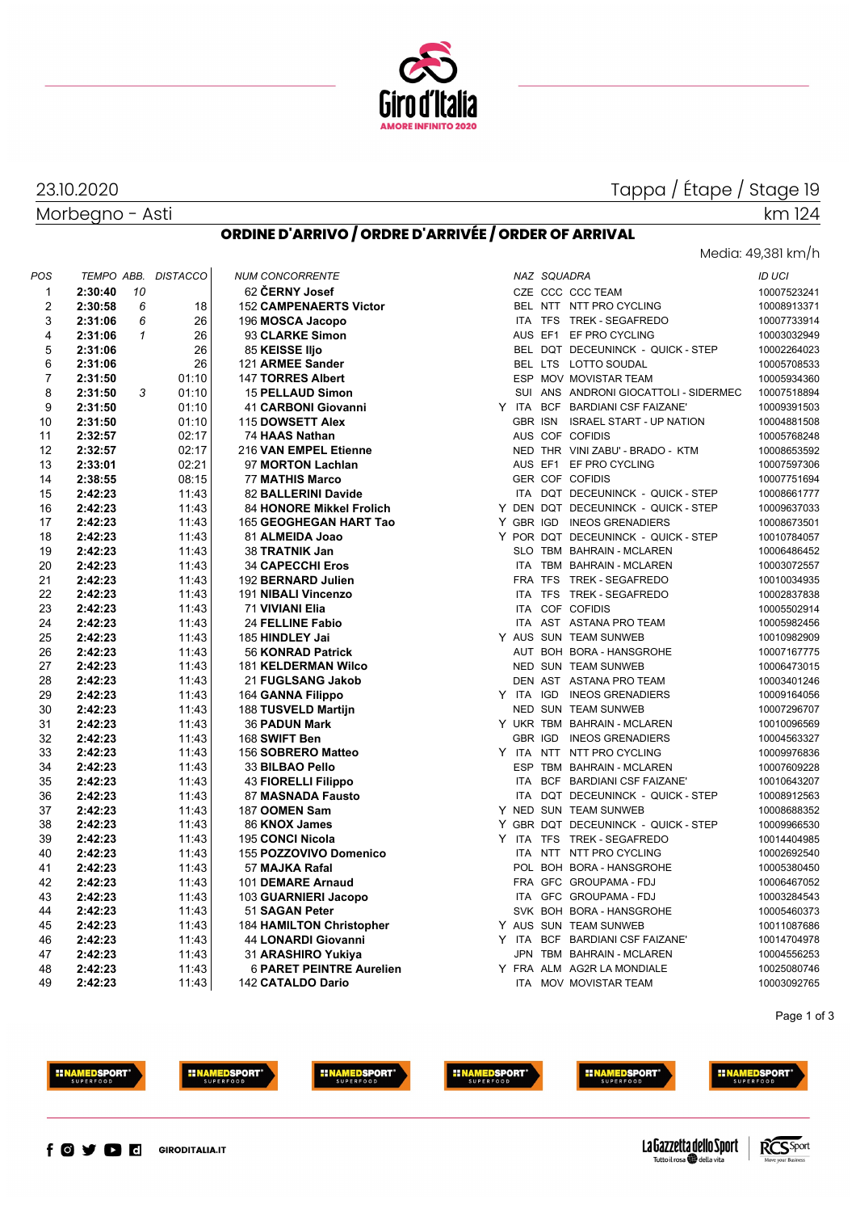23.10.2020

Tappa / Étape / Stage 19

Morbegno - Asti

km 124

## ORDINE D'ARRIVO / ORDRE D'ARRIVÉE / ORDER OF ARRIVAL

Media: 49,381 km/h

| POS | TEMPO | ABB. | DISTACCO | NUM | CONCORRENTE | | NAZ | SQUADRA | | ID UCI |
|---|---|---|---|---|---|---|---|---|---|---|
| 1 | **2:30:40** | 10 | | 62 | **ČERNY Josef** | | CZE | CCC | CCC TEAM | 10007523241 |
| 2 | **2:30:58** | 6 | 18 | 152 | **CAMPENAERTS Victor** | | BEL | NTT | NTT PRO CYCLING | 10008913371 |
| 3 | **2:31:06** | 6 | 26 | 196 | **MOSCA Jacopo** | | ITA | TFS | TREK - SEGAFREDO | 10007733914 |
| 4 | **2:31:06** | 1 | 26 | 93 | **CLARKE Simon** | | AUS | EF1 | EF PRO CYCLING | 10003032949 |
| 5 | **2:31:06** | | 26 | 85 | **KEISSE Iljo** | | BEL | DQT | DECEUNINCK - QUICK - STEP | 10002264023 |
| 6 | **2:31:06** | | 26 | 121 | **ARMEE Sander** | | BEL | LTS | LOTTO SOUDAL | 10005708533 |
| 7 | **2:31:50** | | 01:10 | 147 | **TORRES Albert** | | ESP | MOV | MOVISTAR TEAM | 10005934360 |
| 8 | **2:31:50** | 3 | 01:10 | 15 | **PELLAUD Simon** | | SUI | ANS | ANDRONI GIOCATTOLI - SIDERMEC | 10007518894 |
| 9 | **2:31:50** | | 01:10 | 41 | **CARBONI Giovanni** | Y | ITA | BCF | BARDIANI CSF FAIZANE' | 10009391503 |
| 10 | **2:31:50** | | 01:10 | 115 | **DOWSETT Alex** | | GBR | ISN | ISRAEL START - UP NATION | 10004881508 |
| 11 | **2:32:57** | | 02:17 | 74 | **HAAS Nathan** | | AUS | COF | COFIDIS | 10005768248 |
| 12 | **2:32:57** | | 02:17 | 216 | **VAN EMPEL Etienne** | | NED | THR | VINI ZABU' - BRADO - KTM | 10008653592 |
| 13 | **2:33:01** | | 02:21 | 97 | **MORTON Lachlan** | | AUS | EF1 | EF PRO CYCLING | 10007597306 |
| 14 | **2:38:55** | | 08:15 | 77 | **MATHIS Marco** | | GER | COF | COFIDIS | 10007751694 |
| 15 | **2:42:23** | | 11:43 | 82 | **BALLERINI Davide** | | ITA | DQT | DECEUNINCK - QUICK - STEP | 10008661777 |
| 16 | **2:42:23** | | 11:43 | 84 | **HONORE Mikkel Frolich** | Y | DEN | DQT | DECEUNINCK - QUICK - STEP | 10009637033 |
| 17 | **2:42:23** | | 11:43 | 165 | **GEOGHEGAN HART Tao** | Y | GBR | IGD | INEOS GRENADIERS | 10008673501 |
| 18 | **2:42:23** | | 11:43 | 81 | **ALMEIDA Joao** | Y | POR | DQT | DECEUNINCK - QUICK - STEP | 10010784057 |
| 19 | **2:42:23** | | 11:43 | 38 | **TRATNIK Jan** | | SLO | TBM | BAHRAIN - MCLAREN | 10006486452 |
| 20 | **2:42:23** | | 11:43 | 34 | **CAPECCHI Eros** | | ITA | TBM | BAHRAIN - MCLAREN | 10003072557 |
| 21 | **2:42:23** | | 11:43 | 192 | **BERNARD Julien** | | FRA | TFS | TREK - SEGAFREDO | 10010034935 |
| 22 | **2:42:23** | | 11:43 | 191 | **NIBALI Vincenzo** | | ITA | TFS | TREK - SEGAFREDO | 10002837838 |
| 23 | **2:42:23** | | 11:43 | 71 | **VIVIANI Elia** | | ITA | COF | COFIDIS | 10005502914 |
| 24 | **2:42:23** | | 11:43 | 24 | **FELLINE Fabio** | | ITA | AST | ASTANA PRO TEAM | 10005982456 |
| 25 | **2:42:23** | | 11:43 | 185 | **HINDLEY Jai** | Y | AUS | SUN | TEAM SUNWEB | 10010982909 |
| 26 | **2:42:23** | | 11:43 | 56 | **KONRAD Patrick** | | AUT | BOH | BORA - HANSGROHE | 10007167775 |
| 27 | **2:42:23** | | 11:43 | 181 | **KELDERMAN Wilco** | | NED | SUN | TEAM SUNWEB | 10006473015 |
| 28 | **2:42:23** | | 11:43 | 21 | **FUGLSANG Jakob** | | DEN | AST | ASTANA PRO TEAM | 10003401246 |
| 29 | **2:42:23** | | 11:43 | 164 | **GANNA Filippo** | Y | ITA | IGD | INEOS GRENADIERS | 10009164056 |
| 30 | **2:42:23** | | 11:43 | 188 | **TUSVELD Martijn** | | NED | SUN | TEAM SUNWEB | 10007296707 |
| 31 | **2:42:23** | | 11:43 | 36 | **PADUN Mark** | Y | UKR | TBM | BAHRAIN - MCLAREN | 10010096569 |
| 32 | **2:42:23** | | 11:43 | 168 | **SWIFT Ben** | | GBR | IGD | INEOS GRENADIERS | 10004563327 |
| 33 | **2:42:23** | | 11:43 | 156 | **SOBRERO Matteo** | Y | ITA | NTT | NTT PRO CYCLING | 10009976836 |
| 34 | **2:42:23** | | 11:43 | 33 | **BILBAO Pello** | | ESP | TBM | BAHRAIN - MCLAREN | 10007609228 |
| 35 | **2:42:23** | | 11:43 | 43 | **FIORELLI Filippo** | | ITA | BCF | BARDIANI CSF FAIZANE' | 10010643207 |
| 36 | **2:42:23** | | 11:43 | 87 | **MASNADA Fausto** | | ITA | DQT | DECEUNINCK - QUICK - STEP | 10008912563 |
| 37 | **2:42:23** | | 11:43 | 187 | **OOMEN Sam** | Y | NED | SUN | TEAM SUNWEB | 10008688352 |
| 38 | **2:42:23** | | 11:43 | 86 | **KNOX James** | Y | GBR | DQT | DECEUNINCK - QUICK - STEP | 10009966530 |
| 39 | **2:42:23** | | 11:43 | 195 | **CONCI Nicola** | Y | ITA | TFS | TREK - SEGAFREDO | 10014404985 |
| 40 | **2:42:23** | | 11:43 | 155 | **POZZOVIVO Domenico** | | ITA | NTT | NTT PRO CYCLING | 10002692540 |
| 41 | **2:42:23** | | 11:43 | 57 | **MAJKA Rafal** | | POL | BOH | BORA - HANSGROHE | 10005380450 |
| 42 | **2:42:23** | | 11:43 | 101 | **DEMARE Arnaud** | | FRA | GFC | GROUPAMA - FDJ | 10006467052 |
| 43 | **2:42:23** | | 11:43 | 103 | **GUARNIERI Jacopo** | | ITA | GFC | GROUPAMA - FDJ | 10003284543 |
| 44 | **2:42:23** | | 11:43 | 51 | **SAGAN Peter** | | SVK | BOH | BORA - HANSGROHE | 10005460373 |
| 45 | **2:42:23** | | 11:43 | 184 | **HAMILTON Christopher** | Y | AUS | SUN | TEAM SUNWEB | 10011087686 |
| 46 | **2:42:23** | | 11:43 | 44 | **LONARDI Giovanni** | Y | ITA | BCF | BARDIANI CSF FAIZANE' | 10014704978 |
| 47 | **2:42:23** | | 11:43 | 31 | **ARASHIRO Yukiya** | | JPN | TBM | BAHRAIN - MCLAREN | 10004556253 |
| 48 | **2:42:23** | | 11:43 | 6 | **PARET PEINTRE Aurelien** | Y | FRA | ALM | AG2R LA MONDIALE | 10025080746 |
| 49 | **2:42:23** | | 11:43 | 142 | **CATALDO Dario** | | ITA | MOV | MOVISTAR TEAM | 10003092765 |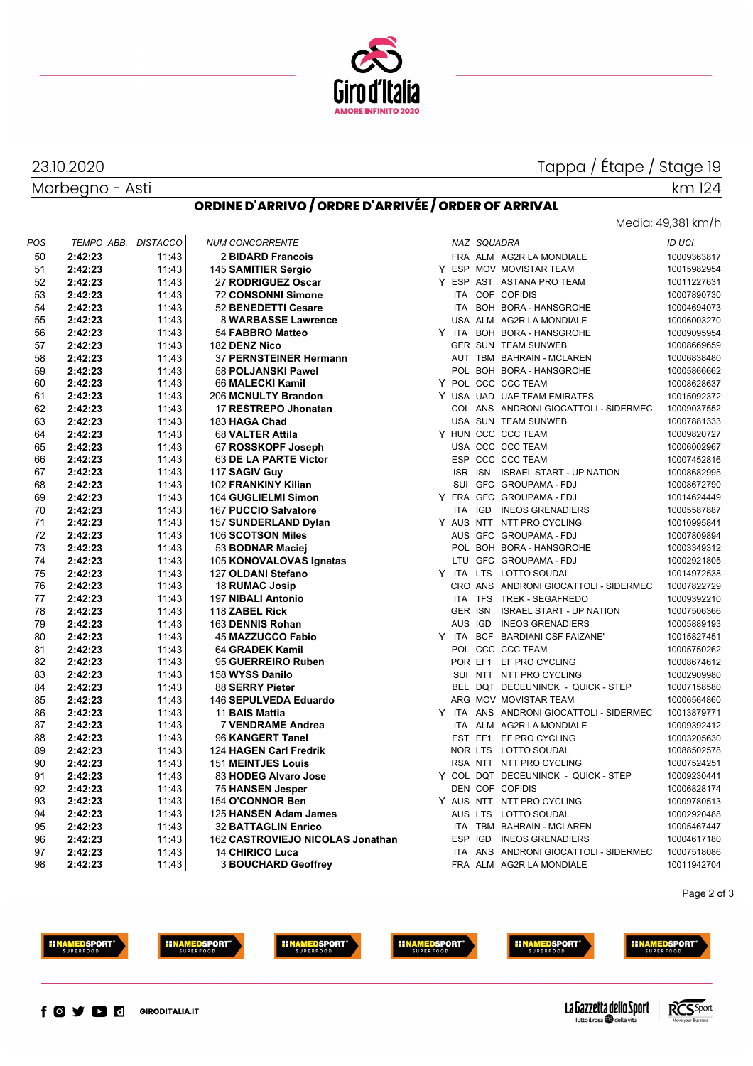23.10.2020 — Tappa / Étape / Stage 19

Morbegno - Asti — km 124

## ORDINE D'ARRIVO / ORDRE D'ARRIVÉE / ORDER OF ARRIVAL

Media: 49,381 km/h

| POS | TEMPO ABB. | DISTACCO | NUM CONCORRENTE | | NAZ | SQUADRA | | ID UCI |
|---|---|---|---|---|---|---|---|---|
| 50 | 2:42:23 | 11:43 | 2 **BIDARD Francois** | | FRA | ALM | AG2R LA MONDIALE | 10009363817 |
| 51 | 2:42:23 | 11:43 | 145 **SAMITIER Sergio** | Y | ESP | MOV | MOVISTAR TEAM | 10015982954 |
| 52 | 2:42:23 | 11:43 | 27 **RODRIGUEZ Oscar** | Y | ESP | AST | ASTANA PRO TEAM | 10011227631 |
| 53 | 2:42:23 | 11:43 | 72 **CONSONNI Simone** | | ITA | COF | COFIDIS | 10007890730 |
| 54 | 2:42:23 | 11:43 | 52 **BENEDETTI Cesare** | | ITA | BOH | BORA - HANSGROHE | 10004694073 |
| 55 | 2:42:23 | 11:43 | 8 **WARBASSE Lawrence** | | USA | ALM | AG2R LA MONDIALE | 10006003270 |
| 56 | 2:42:23 | 11:43 | 54 **FABBRO Matteo** | Y | ITA | BOH | BORA - HANSGROHE | 10009095954 |
| 57 | 2:42:23 | 11:43 | 182 **DENZ Nico** | | GER | SUN | TEAM SUNWEB | 10008669659 |
| 58 | 2:42:23 | 11:43 | 37 **PERNSTEINER Hermann** | | AUT | TBM | BAHRAIN - MCLAREN | 10006838480 |
| 59 | 2:42:23 | 11:43 | 58 **POLJANSKI Pawel** | | POL | BOH | BORA - HANSGROHE | 10005866662 |
| 60 | 2:42:23 | 11:43 | 66 **MALECKI Kamil** | Y | POL | CCC | CCC TEAM | 10008628637 |
| 61 | 2:42:23 | 11:43 | 206 **MCNULTY Brandon** | Y | USA | UAD | UAE TEAM EMIRATES | 10015092372 |
| 62 | 2:42:23 | 11:43 | 17 **RESTREPO Jhonatan** | | COL | ANS | ANDRONI GIOCATTOLI - SIDERMEC | 10009037552 |
| 63 | 2:42:23 | 11:43 | 183 **HAGA Chad** | | USA | SUN | TEAM SUNWEB | 10007881333 |
| 64 | 2:42:23 | 11:43 | 68 **VALTER Attila** | Y | HUN | CCC | CCC TEAM | 10009820727 |
| 65 | 2:42:23 | 11:43 | 67 **ROSSKOPF Joseph** | | USA | CCC | CCC TEAM | 10006002967 |
| 66 | 2:42:23 | 11:43 | 63 **DE LA PARTE Victor** | | ESP | CCC | CCC TEAM | 10007452816 |
| 67 | 2:42:23 | 11:43 | 117 **SAGIV Guy** | | ISR | ISN | ISRAEL START - UP NATION | 10008682995 |
| 68 | 2:42:23 | 11:43 | 102 **FRANKINY Kilian** | | SUI | GFC | GROUPAMA - FDJ | 10008672790 |
| 69 | 2:42:23 | 11:43 | 104 **GUGLIELMI Simon** | Y | FRA | GFC | GROUPAMA - FDJ | 10014624449 |
| 70 | 2:42:23 | 11:43 | 167 **PUCCIO Salvatore** | | ITA | IGD | INEOS GRENADIERS | 10005587887 |
| 71 | 2:42:23 | 11:43 | 157 **SUNDERLAND Dylan** | Y | AUS | NTT | NTT PRO CYCLING | 10010995841 |
| 72 | 2:42:23 | 11:43 | 106 **SCOTSON Miles** | | AUS | GFC | GROUPAMA - FDJ | 10007809894 |
| 73 | 2:42:23 | 11:43 | 53 **BODNAR Maciej** | | POL | BOH | BORA - HANSGROHE | 10003349312 |
| 74 | 2:42:23 | 11:43 | 105 **KONOVALOVAS Ignatas** | | LTU | GFC | GROUPAMA - FDJ | 10002921805 |
| 75 | 2:42:23 | 11:43 | 127 **OLDANI Stefano** | Y | ITA | LTS | LOTTO SOUDAL | 10014972538 |
| 76 | 2:42:23 | 11:43 | 18 **RUMAC Josip** | | CRO | ANS | ANDRONI GIOCATTOLI - SIDERMEC | 10007822729 |
| 77 | 2:42:23 | 11:43 | 197 **NIBALI Antonio** | | ITA | TFS | TREK - SEGAFREDO | 10009392210 |
| 78 | 2:42:23 | 11:43 | 118 **ZABEL Rick** | | GER | ISN | ISRAEL START - UP NATION | 10007506366 |
| 79 | 2:42:23 | 11:43 | 163 **DENNIS Rohan** | | AUS | IGD | INEOS GRENADIERS | 10005889193 |
| 80 | 2:42:23 | 11:43 | 45 **MAZZUCCO Fabio** | Y | ITA | BCF | BARDIANI CSF FAIZANE' | 10015827451 |
| 81 | 2:42:23 | 11:43 | 64 **GRADEK Kamil** | | POL | CCC | CCC TEAM | 10005750262 |
| 82 | 2:42:23 | 11:43 | 95 **GUERREIRO Ruben** | | POR | EF1 | EF PRO CYCLING | 10008674612 |
| 83 | 2:42:23 | 11:43 | 158 **WYSS Danilo** | | SUI | NTT | NTT PRO CYCLING | 10002909980 |
| 84 | 2:42:23 | 11:43 | 88 **SERRY Pieter** | | BEL | DQT | DECEUNINCK - QUICK - STEP | 10007158580 |
| 85 | 2:42:23 | 11:43 | 146 **SEPULVEDA Eduardo** | | ARG | MOV | MOVISTAR TEAM | 10006564860 |
| 86 | 2:42:23 | 11:43 | 11 **BAIS Mattia** | Y | ITA | ANS | ANDRONI GIOCATTOLI - SIDERMEC | 10013879771 |
| 87 | 2:42:23 | 11:43 | 7 **VENDRAME Andrea** | | ITA | ALM | AG2R LA MONDIALE | 10009392412 |
| 88 | 2:42:23 | 11:43 | 96 **KANGERT Tanel** | | EST | EF1 | EF PRO CYCLING | 10003205630 |
| 89 | 2:42:23 | 11:43 | 124 **HAGEN Carl Fredrik** | | NOR | LTS | LOTTO SOUDAL | 10088502578 |
| 90 | 2:42:23 | 11:43 | 151 **MEINTJES Louis** | | RSA | NTT | NTT PRO CYCLING | 10007524251 |
| 91 | 2:42:23 | 11:43 | 83 **HODEG Alvaro Jose** | Y | COL | DQT | DECEUNINCK - QUICK - STEP | 10009230441 |
| 92 | 2:42:23 | 11:43 | 75 **HANSEN Jesper** | | DEN | COF | COFIDIS | 10006828174 |
| 93 | 2:42:23 | 11:43 | 154 **O'CONNOR Ben** | Y | AUS | NTT | NTT PRO CYCLING | 10009780513 |
| 94 | 2:42:23 | 11:43 | 125 **HANSEN Adam James** | | AUS | LTS | LOTTO SOUDAL | 10002920488 |
| 95 | 2:42:23 | 11:43 | 32 **BATTAGLIN Enrico** | | ITA | TBM | BAHRAIN - MCLAREN | 10005467447 |
| 96 | 2:42:23 | 11:43 | 162 **CASTROVIEJO NICOLAS Jonathan** | | ESP | IGD | INEOS GRENADIERS | 10004617180 |
| 97 | 2:42:23 | 11:43 | 14 **CHIRICO Luca** | | ITA | ANS | ANDRONI GIOCATTOLI - SIDERMEC | 10007518086 |
| 98 | 2:42:23 | 11:43 | 3 **BOUCHARD Geoffrey** | | FRA | ALM | AG2R LA MONDIALE | 10011942704 |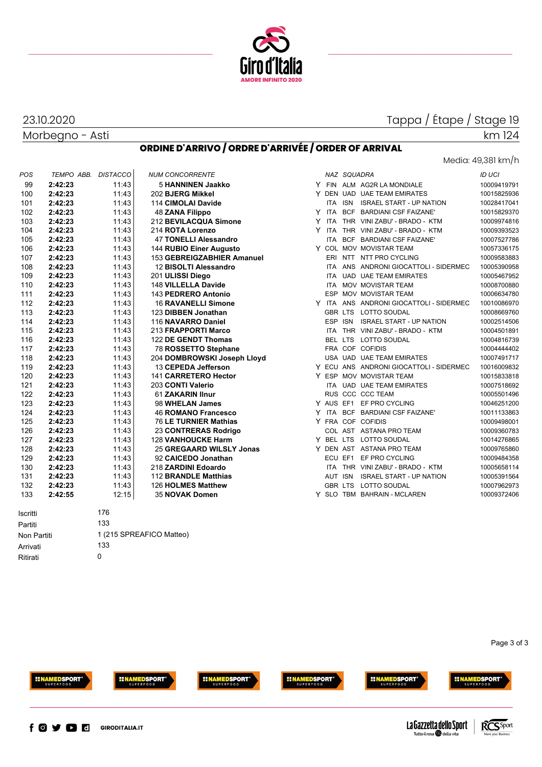23.10.2020

Tappa / Étape / Stage 19

Morbegno - Asti

km 124

## ORDINE D'ARRIVO / ORDRE D'ARRIVÉE / ORDER OF ARRIVAL

Media: 49,381 km/h

| POS | TEMPO ABB. | DISTACCO | NUM | CONCORRENTE | | NAZ | SQUADRA | | ID UCI |
|---|---|---|---|---|---|---|---|---|---|
| 99 | 2:42:23 | 11:43 | 5 | HANNINEN Jaakko | Y | FIN | ALM | AG2R LA MONDIALE | 10009419791 |
| 100 | 2:42:23 | 11:43 | 202 | BJERG Mikkel | Y | DEN | UAD | UAE TEAM EMIRATES | 10015825936 |
| 101 | 2:42:23 | 11:43 | 114 | CIMOLAI Davide | | ITA | ISN | ISRAEL START - UP NATION | 10028417041 |
| 102 | 2:42:23 | 11:43 | 48 | ZANA Filippo | Y | ITA | BCF | BARDIANI CSF FAIZANE' | 10015829370 |
| 103 | 2:42:23 | 11:43 | 212 | BEVILACQUA Simone | Y | ITA | THR | VINI ZABU' - BRADO - KTM | 10009974816 |
| 104 | 2:42:23 | 11:43 | 214 | ROTA Lorenzo | Y | ITA | THR | VINI ZABU' - BRADO - KTM | 10009393523 |
| 105 | 2:42:23 | 11:43 | 47 | TONELLI Alessandro | | ITA | BCF | BARDIANI CSF FAIZANE' | 10007527786 |
| 106 | 2:42:23 | 11:43 | 144 | RUBIO Einer Augusto | Y | COL | MOV | MOVISTAR TEAM | 10057336175 |
| 107 | 2:42:23 | 11:43 | 153 | GEBREIGZABHIER Amanuel | | ERI | NTT | NTT PRO CYCLING | 10009583883 |
| 108 | 2:42:23 | 11:43 | 12 | BISOLTI Alessandro | | ITA | ANS | ANDRONI GIOCATTOLI - SIDERMEC | 10005390958 |
| 109 | 2:42:23 | 11:43 | 201 | ULISSI Diego | | ITA | UAD | UAE TEAM EMIRATES | 10005467952 |
| 110 | 2:42:23 | 11:43 | 148 | VILLELLA Davide | | ITA | MOV | MOVISTAR TEAM | 10008700880 |
| 111 | 2:42:23 | 11:43 | 143 | PEDRERO Antonio | | ESP | MOV | MOVISTAR TEAM | 10006634780 |
| 112 | 2:42:23 | 11:43 | 16 | RAVANELLI Simone | Y | ITA | ANS | ANDRONI GIOCATTOLI - SIDERMEC | 10010086970 |
| 113 | 2:42:23 | 11:43 | 123 | DIBBEN Jonathan | | GBR | LTS | LOTTO SOUDAL | 10008669760 |
| 114 | 2:42:23 | 11:43 | 116 | NAVARRO Daniel | | ESP | ISN | ISRAEL START - UP NATION | 10002514506 |
| 115 | 2:42:23 | 11:43 | 213 | FRAPPORTI Marco | | ITA | THR | VINI ZABU' - BRADO - KTM | 10004501891 |
| 116 | 2:42:23 | 11:43 | 122 | DE GENDT Thomas | | BEL | LTS | LOTTO SOUDAL | 10004816739 |
| 117 | 2:42:23 | 11:43 | 78 | ROSSETTO Stephane | | FRA | COF | COFIDIS | 10004444402 |
| 118 | 2:42:23 | 11:43 | 204 | DOMBROWSKI Joseph Lloyd | | USA | UAD | UAE TEAM EMIRATES | 10007491717 |
| 119 | 2:42:23 | 11:43 | 13 | CEPEDA Jefferson | Y | ECU | ANS | ANDRONI GIOCATTOLI - SIDERMEC | 10016009832 |
| 120 | 2:42:23 | 11:43 | 141 | CARRETERO Hector | Y | ESP | MOV | MOVISTAR TEAM | 10015833818 |
| 121 | 2:42:23 | 11:43 | 203 | CONTI Valerio | | ITA | UAD | UAE TEAM EMIRATES | 10007518692 |
| 122 | 2:42:23 | 11:43 | 61 | ZAKARIN Ilnur | | RUS | CCC | CCC TEAM | 10005501496 |
| 123 | 2:42:23 | 11:43 | 98 | WHELAN James | Y | AUS | EF1 | EF PRO CYCLING | 10046251200 |
| 124 | 2:42:23 | 11:43 | 46 | ROMANO Francesco | Y | ITA | BCF | BARDIANI CSF FAIZANE' | 10011133863 |
| 125 | 2:42:23 | 11:43 | 76 | LE TURNIER Mathias | Y | FRA | COF | COFIDIS | 10009498001 |
| 126 | 2:42:23 | 11:43 | 23 | CONTRERAS Rodrigo | | COL | AST | ASTANA PRO TEAM | 10009360783 |
| 127 | 2:42:23 | 11:43 | 128 | VANHOUCKE Harm | Y | BEL | LTS | LOTTO SOUDAL | 10014276865 |
| 128 | 2:42:23 | 11:43 | 25 | GREGAARD WILSLY Jonas | Y | DEN | AST | ASTANA PRO TEAM | 10009765860 |
| 129 | 2:42:23 | 11:43 | 92 | CAICEDO Jonathan | | ECU | EF1 | EF PRO CYCLING | 10009484358 |
| 130 | 2:42:23 | 11:43 | 218 | ZARDINI Edoardo | | ITA | THR | VINI ZABU' - BRADO - KTM | 10005658114 |
| 131 | 2:42:23 | 11:43 | 112 | BRANDLE Matthias | | AUT | ISN | ISRAEL START - UP NATION | 10005391564 |
| 132 | 2:42:23 | 11:43 | 126 | HOLMES Matthew | | GBR | LTS | LOTTO SOUDAL | 10007962973 |
| 133 | 2:42:55 | 12:15 | 35 | NOVAK Domen | Y | SLO | TBM | BAHRAIN - MCLAREN | 10009372406 |

| | |
|---|---|
| Iscritti | 176 |
| Partiti | 133 |
| Non Partiti | 1 (215 SPREAFICO Matteo) |
| Arrivati | 133 |
| Ritirati | 0 |